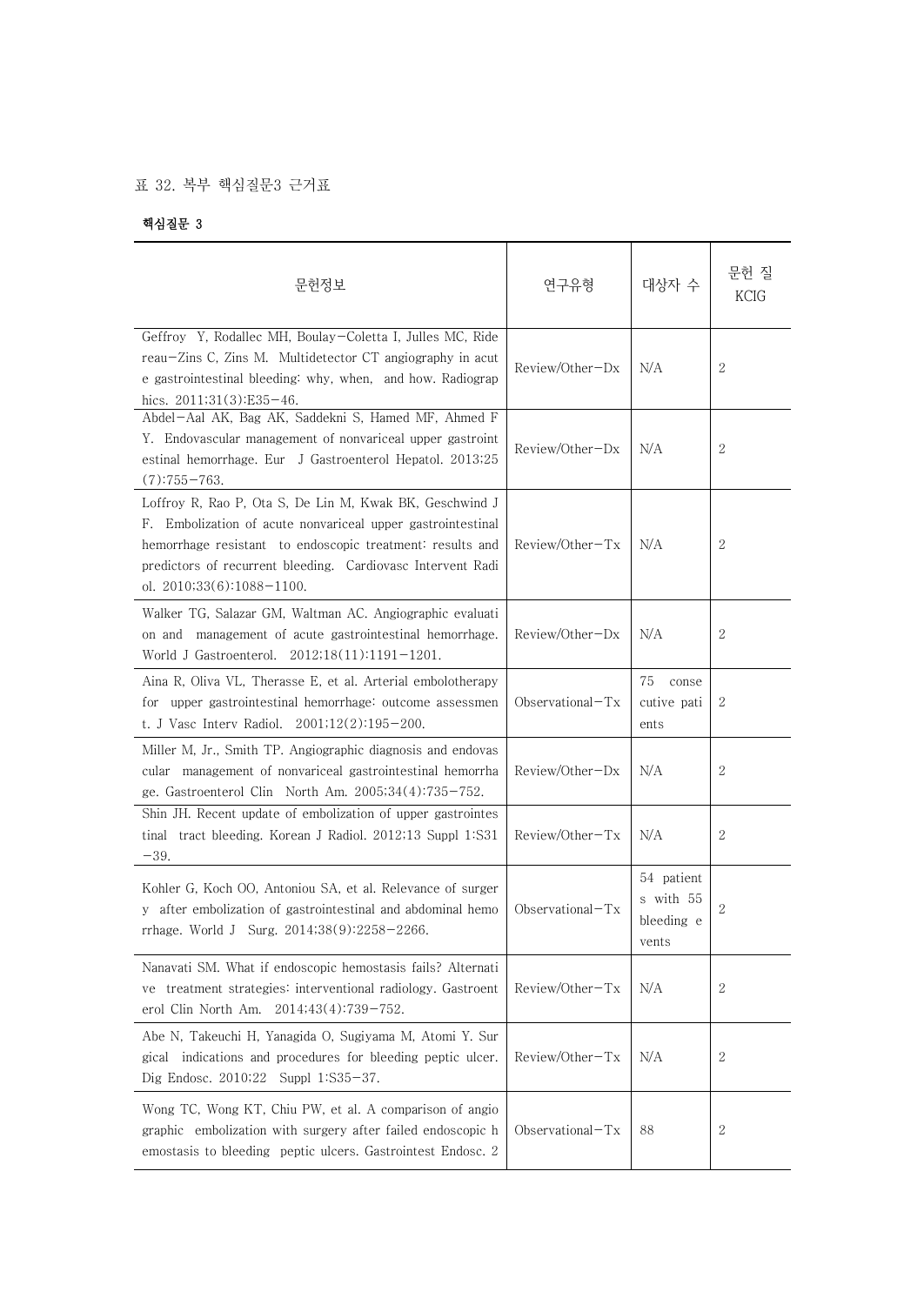표 32. 복부 핵심질문3 근거표

**핵심질문 3**

| 문헌정보 | 연구유형 | 대상자 수 | 문헌 질 KCIG |
|---|---|---|---|
| Geffroy Y, Rodallec MH, Boulay-Coletta I, Julles MC, Ridereau-Zins C, Zins M. Multidetector CT angiography in acute gastrointestinal bleeding: why, when, and how. Radiographics. 2011;31(3):E35-46. | Review/Other-Dx | N/A | 2 |
| Abdel-Aal AK, Bag AK, Saddekni S, Hamed MF, Ahmed FY. Endovascular management of nonvariceal upper gastrointestinal hemorrhage. Eur J Gastroenterol Hepatol. 2013;25(7):755-763. | Review/Other-Dx | N/A | 2 |
| Loffroy R, Rao P, Ota S, De Lin M, Kwak BK, Geschwind JF. Embolization of acute nonvariceal upper gastrointestinal hemorrhage resistant to endoscopic treatment: results and predictors of recurrent bleeding. Cardiovasc Intervent Radiol. 2010;33(6):1088-1100. | Review/Other-Tx | N/A | 2 |
| Walker TG, Salazar GM, Waltman AC. Angiographic evaluation and management of acute gastrointestinal hemorrhage. World J Gastroenterol. 2012;18(11):1191-1201. | Review/Other-Dx | N/A | 2 |
| Aina R, Oliva VL, Therasse E, et al. Arterial embolotherapy for upper gastrointestinal hemorrhage: outcome assessment. J Vasc Interv Radiol. 2001;12(2):195-200. | Observational-Tx | 75 consecutive patients | 2 |
| Miller M, Jr., Smith TP. Angiographic diagnosis and endovascular management of nonvariceal gastrointestinal hemorrhage. Gastroenterol Clin North Am. 2005;34(4):735-752. | Review/Other-Dx | N/A | 2 |
| Shin JH. Recent update of embolization of upper gastrointestinal tract bleeding. Korean J Radiol. 2012;13 Suppl 1:S31-39. | Review/Other-Tx | N/A | 2 |
| Kohler G, Koch OO, Antoniou SA, et al. Relevance of surgery after embolization of gastrointestinal and abdominal hemorrhage. World J Surg. 2014;38(9):2258-2266. | Observational-Tx | 54 patients with 55 bleeding events | 2 |
| Nanavati SM. What if endoscopic hemostasis fails? Alternative treatment strategies: interventional radiology. Gastroenterol Clin North Am. 2014;43(4):739-752. | Review/Other-Tx | N/A | 2 |
| Abe N, Takeuchi H, Yanagida O, Sugiyama M, Atomi Y. Surgical indications and procedures for bleeding peptic ulcer. Dig Endosc. 2010;22 Suppl 1:S35-37. | Review/Other-Tx | N/A | 2 |
| Wong TC, Wong KT, Chiu PW, et al. A comparison of angiographic embolization with surgery after failed endoscopic hemostasis to bleeding peptic ulcers. Gastrointest Endosc. 2 | Observational-Tx | 88 | 2 |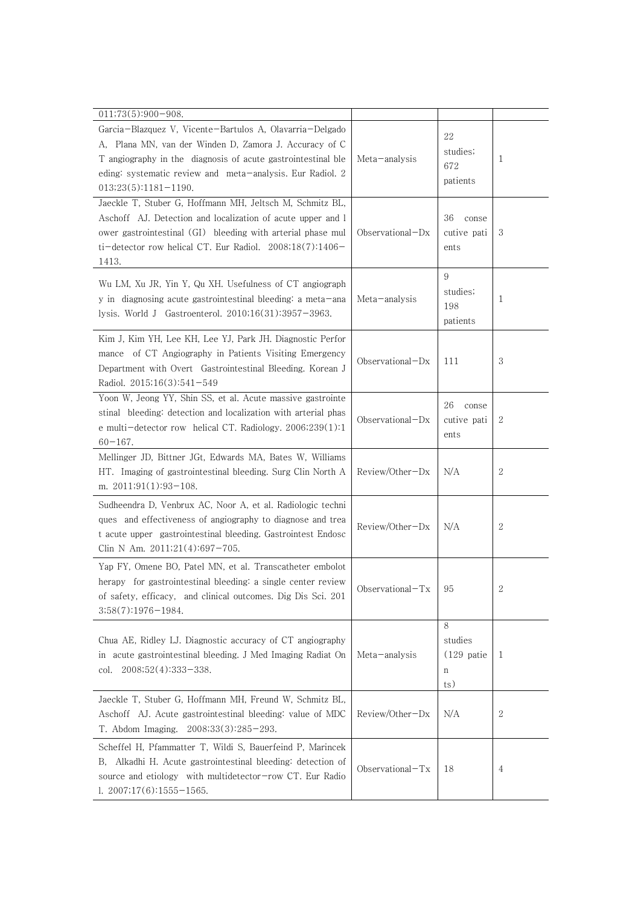| | | | |
|---|---|---|---|
| 011;73(5):900−908. | | | |
| Garcia−Blazquez V, Vicente−Bartulos A, Olavarria−Delgado A, Plana MN, van der Winden D, Zamora J. Accuracy of CT angiography in the diagnosis of acute gastrointestinal bleeding: systematic review and meta−analysis. Eur Radiol. 2013;23(5):1181−1190. | Meta−analysis | 22 studies; 672 patients | 1 |
| Jaeckle T, Stuber G, Hoffmann MH, Jeltsch M, Schmitz BL, Aschoff AJ. Detection and localization of acute upper and lower gastrointestinal (GI) bleeding with arterial phase multi−detector row helical CT. Eur Radiol. 2008;18(7):1406−1413. | Observational−Dx | 36 consecutive patients | 3 |
| Wu LM, Xu JR, Yin Y, Qu XH. Usefulness of CT angiography in diagnosing acute gastrointestinal bleeding: a meta−analysis. World J Gastroenterol. 2010;16(31):3957−3963. | Meta−analysis | 9 studies; 198 patients | 1 |
| Kim J, Kim YH, Lee KH, Lee YJ, Park JH. Diagnostic Performance of CT Angiography in Patients Visiting Emergency Department with Overt Gastrointestinal Bleeding. Korean J Radiol. 2015;16(3):541−549 | Observational−Dx | 111 | 3 |
| Yoon W, Jeong YY, Shin SS, et al. Acute massive gastrointestinal bleeding: detection and localization with arterial phase multi−detector row helical CT. Radiology. 2006;239(1):160−167. | Observational−Dx | 26 consecutive patients | 2 |
| Mellinger JD, Bittner JGt, Edwards MA, Bates W, Williams HT. Imaging of gastrointestinal bleeding. Surg Clin North Am. 2011;91(1):93−108. | Review/Other−Dx | N/A | 2 |
| Sudheendra D, Venbrux AC, Noor A, et al. Radiologic techniques and effectiveness of angiography to diagnose and treat acute upper gastrointestinal bleeding. Gastrointest Endosc Clin N Am. 2011;21(4):697−705. | Review/Other−Dx | N/A | 2 |
| Yap FY, Omene BO, Patel MN, et al. Transcatheter embolotherapy for gastrointestinal bleeding: a single center review of safety, efficacy, and clinical outcomes. Dig Dis Sci. 2013;58(7):1976−1984. | Observational−Tx | 95 | 2 |
| Chua AE, Ridley LJ. Diagnostic accuracy of CT angiography in acute gastrointestinal bleeding. J Med Imaging Radiat Oncol. 2008;52(4):333−338. | Meta−analysis | 8 studies (129 patients) | 1 |
| Jaeckle T, Stuber G, Hoffmann MH, Freund W, Schmitz BL, Aschoff AJ. Acute gastrointestinal bleeding: value of MDCT. Abdom Imaging. 2008;33(3):285−293. | Review/Other−Dx | N/A | 2 |
| Scheffel H, Pfammatter T, Wildi S, Bauerfeind P, Marincek B, Alkadhi H. Acute gastrointestinal bleeding: detection of source and etiology with multidetector−row CT. Eur Radiol. 2007;17(6):1555−1565. | Observational−Tx | 18 | 4 |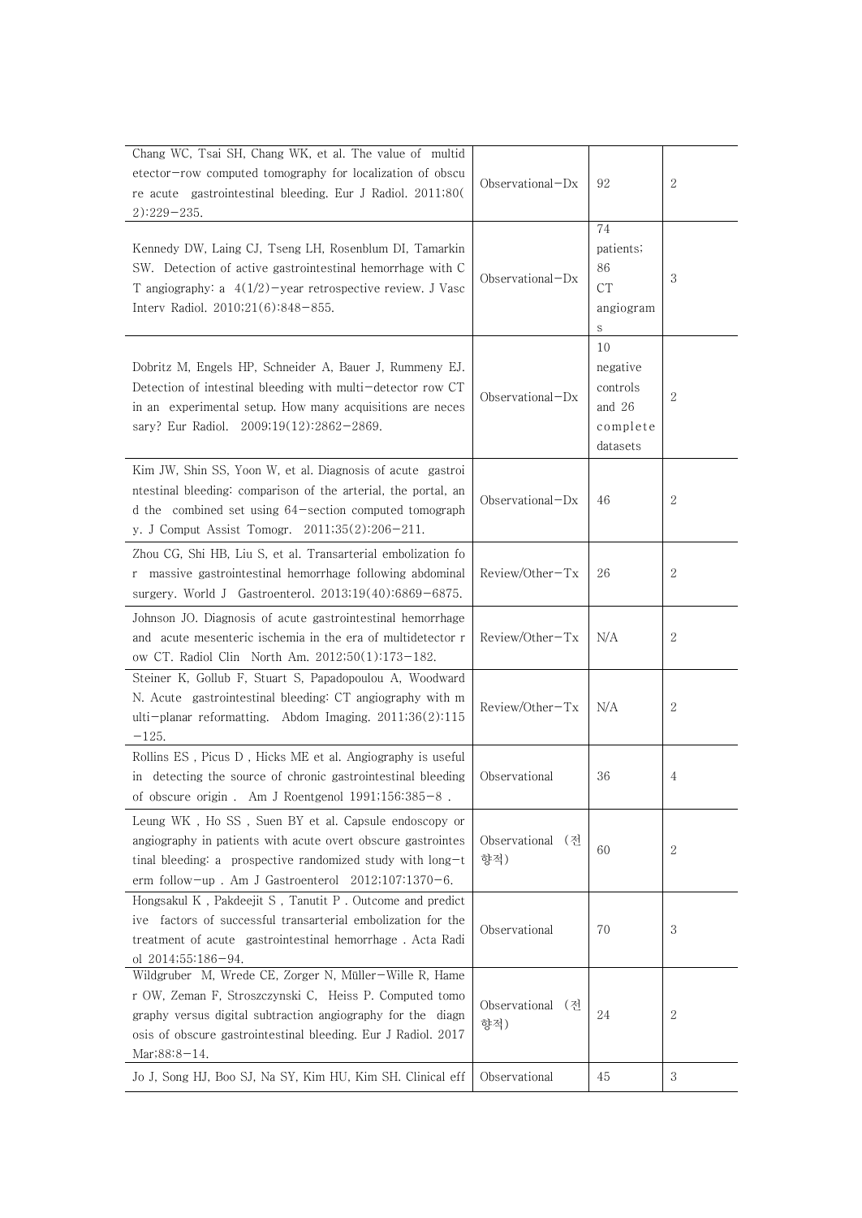| | | | |
|---|---|---|---|
| Chang WC, Tsai SH, Chang WK, et al. The value of multidetector-row computed tomography for localization of obscure acute gastrointestinal bleeding. Eur J Radiol. 2011;80(2):229-235. | Observational-Dx | 92 | 2 |
| Kennedy DW, Laing CJ, Tseng LH, Rosenblum DI, Tamarkin SW. Detection of active gastrointestinal hemorrhage with CT angiography: a 4(1/2)-year retrospective review. J Vasc Interv Radiol. 2010;21(6):848-855. | Observational-Dx | 74 patients; 86 CT angiograms | 3 |
| Dobritz M, Engels HP, Schneider A, Bauer J, Rummeny EJ. Detection of intestinal bleeding with multi-detector row CT in an experimental setup. How many acquisitions are necessary? Eur Radiol. 2009;19(12):2862-2869. | Observational-Dx | 10 negative controls and 26 complete datasets | 2 |
| Kim JW, Shin SS, Yoon W, et al. Diagnosis of acute gastrointestinal bleeding: comparison of the arterial, the portal, and the combined set using 64-section computed tomography. J Comput Assist Tomogr. 2011;35(2):206-211. | Observational-Dx | 46 | 2 |
| Zhou CG, Shi HB, Liu S, et al. Transarterial embolization for massive gastrointestinal hemorrhage following abdominal surgery. World J Gastroenterol. 2013;19(40):6869-6875. | Review/Other-Tx | 26 | 2 |
| Johnson JO. Diagnosis of acute gastrointestinal hemorrhage and acute mesenteric ischemia in the era of multidetector row CT. Radiol Clin North Am. 2012;50(1):173-182. | Review/Other-Tx | N/A | 2 |
| Steiner K, Gollub F, Stuart S, Papadopoulou A, Woodward N. Acute gastrointestinal bleeding: CT angiography with multi-planar reformatting. Abdom Imaging. 2011;36(2):115-125. | Review/Other-Tx | N/A | 2 |
| Rollins ES , Picus D , Hicks ME et al. Angiography is useful in detecting the source of chronic gastrointestinal bleeding of obscure origin . Am J Roentgenol 1991;156:385-8 . | Observational | 36 | 4 |
| Leung WK , Ho SS , Suen BY et al. Capsule endoscopy or angiography in patients with acute overt obscure gastrointestinal bleeding: a prospective randomized study with long-term follow-up . Am J Gastroenterol 2012;107:1370-6. | Observational (전향적) | 60 | 2 |
| Hongsakul K , Pakdeejit S , Tanutit P . Outcome and predictive factors of successful transarterial embolization for the treatment of acute gastrointestinal hemorrhage . Acta Radiol 2014;55:186-94. | Observational | 70 | 3 |
| Wildgruber M, Wrede CE, Zorger N, Müller-Wille R, Hamer OW, Zeman F, Stroszczynski C, Heiss P. Computed tomography versus digital subtraction angiography for the diagnosis of obscure gastrointestinal bleeding. Eur J Radiol. 2017 Mar;88:8-14. | Observational (전향적) | 24 | 2 |
| Jo J, Song HJ, Boo SJ, Na SY, Kim HU, Kim SH. Clinical eff | Observational | 45 | 3 |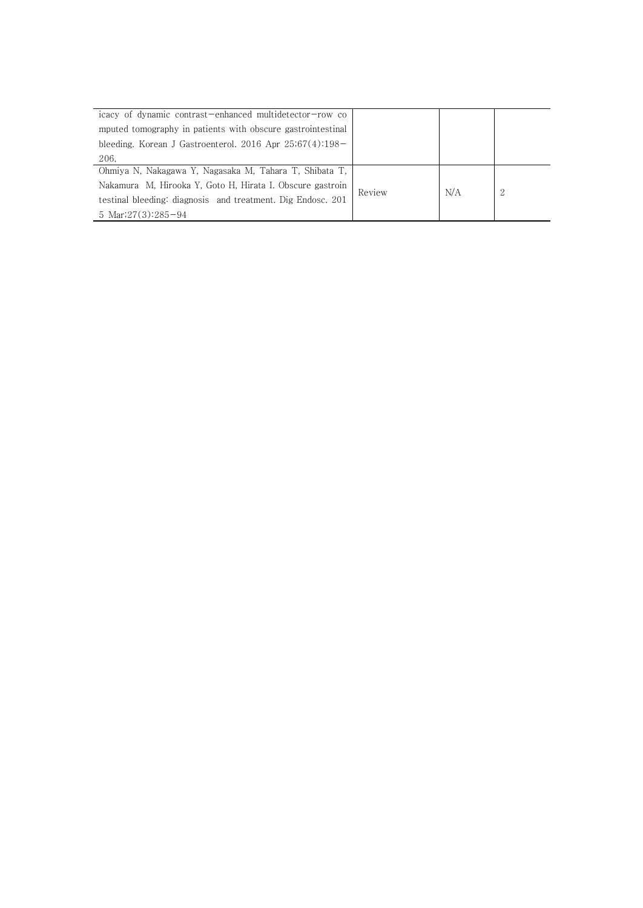| | | | |
|---|---|---|---|
| icacy of dynamic contrast−enhanced multidetector−row computed tomography in patients with obscure gastrointestinal bleeding. Korean J Gastroenterol. 2016 Apr 25;67(4):198−206. | | | |
| Ohmiya N, Nakagawa Y, Nagasaka M, Tahara T, Shibata T, Nakamura M, Hirooka Y, Goto H, Hirata I. Obscure gastrointestinal bleeding: diagnosis and treatment. Dig Endosc. 2015 Mar;27(3):285−94 | Review | N/A | 2 |